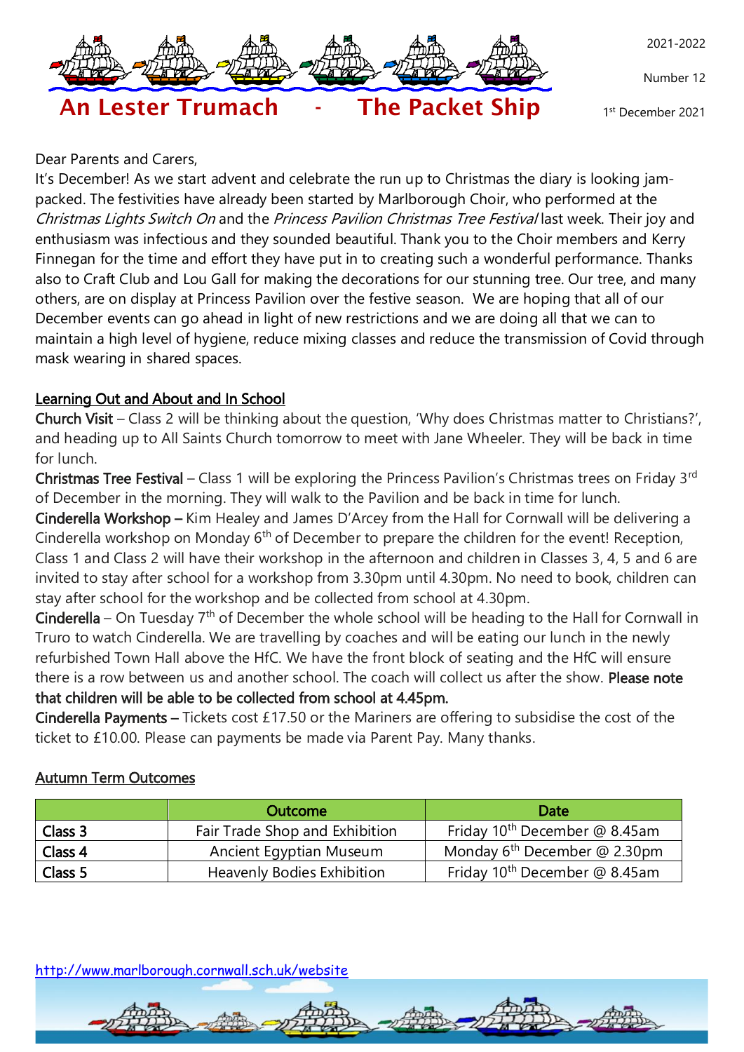# An Lester Trumach - The Packet Ship

2021-2022

Number 12

1st December 2021

Dear Parents and Carers,

It's December! As we start advent and celebrate the run up to Christmas the diary is looking jam-packed. The festivities have already been started by Marlborough Choir, who performed at the *Christmas Lights Switch On* and the *Princess Pavilion Christmas Tree Festival* last week. Their joy and enthusiasm was infectious and they sounded beautiful. Thank you to the Choir members and Kerry Finnegan for the time and effort they have put in to creating such a wonderful performance. Thanks also to Craft Club and Lou Gall for making the decorations for our stunning tree. Our tree, and many others, are on display at Princess Pavilion over the festive season. We are hoping that all of our December events can go ahead in light of new restrictions and we are doing all that we can to maintain a high level of hygiene, reduce mixing classes and reduce the transmission of Covid through mask wearing in shared spaces.

## Learning Out and About and In School

**Church Visit** – Class 2 will be thinking about the question, 'Why does Christmas matter to Christians?', and heading up to All Saints Church tomorrow to meet with Jane Wheeler. They will be back in time for lunch.

**Christmas Tree Festival** – Class 1 will be exploring the Princess Pavilion's Christmas trees on Friday 3rd of December in the morning. They will walk to the Pavilion and be back in time for lunch.

**Cinderella Workshop –** Kim Healey and James D'Arcey from the Hall for Cornwall will be delivering a Cinderella workshop on Monday 6th of December to prepare the children for the event! Reception, Class 1 and Class 2 will have their workshop in the afternoon and children in Classes 3, 4, 5 and 6 are invited to stay after school for a workshop from 3.30pm until 4.30pm. No need to book, children can stay after school for the workshop and be collected from school at 4.30pm.

**Cinderella** – On Tuesday 7th of December the whole school will be heading to the Hall for Cornwall in Truro to watch Cinderella. We are travelling by coaches and will be eating our lunch in the newly refurbished Town Hall above the HfC. We have the front block of seating and the HfC will ensure there is a row between us and another school. The coach will collect us after the show. **Please note that children will be able to be collected from school at 4.45pm.**

**Cinderella Payments –** Tickets cost £17.50 or the Mariners are offering to subsidise the cost of the ticket to £10.00. Please can payments be made via Parent Pay. Many thanks.

## Autumn Term Outcomes

| | Outcome | Date |
|---|---|---|
| Class 3 | Fair Trade Shop and Exhibition | Friday 10th December @ 8.45am |
| Class 4 | Ancient Egyptian Museum | Monday 6th December @ 2.30pm |
| Class 5 | Heavenly Bodies Exhibition | Friday 10th December @ 8.45am |

http://www.marlborough.cornwall.sch.uk/website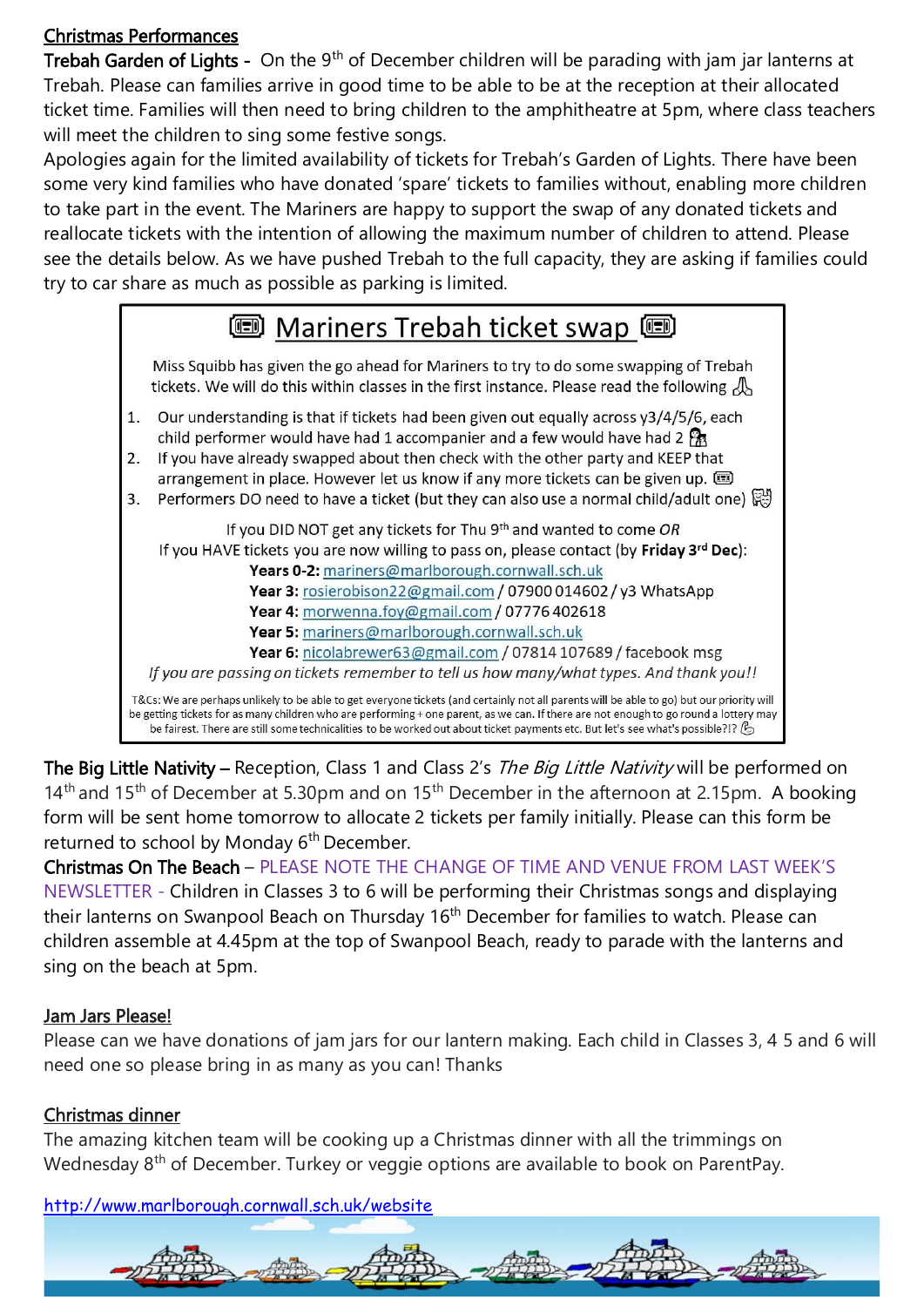## Christmas Performances

**Trebah Garden of Lights -** On the 9th of December children will be parading with jam jar lanterns at Trebah. Please can families arrive in good time to be able to be at the reception at their allocated ticket time. Families will then need to bring children to the amphitheatre at 5pm, where class teachers will meet the children to sing some festive songs.

Apologies again for the limited availability of tickets for Trebah's Garden of Lights. There have been some very kind families who have donated 'spare' tickets to families without, enabling more children to take part in the event. The Mariners are happy to support the swap of any donated tickets and reallocate tickets with the intention of allowing the maximum number of children to attend. Please see the details below. As we have pushed Trebah to the full capacity, they are asking if families could try to car share as much as possible as parking is limited.

### Mariners Trebah ticket swap

Miss Squibb has given the go ahead for Mariners to try to do some swapping of Trebah tickets. We will do this within classes in the first instance. Please read the following

1. Our understanding is that if tickets had been given out equally across y3/4/5/6, each child performer would have had 1 accompanier and a few would have had 2
2. If you have already swapped about then check with the other party and KEEP that arrangement in place. However let us know if any more tickets can be given up.
3. Performers DO need to have a ticket (but they can also use a normal child/adult one)

If you DID NOT get any tickets for Thu 9th and wanted to come *OR*
If you HAVE tickets you are now willing to pass on, please contact (by **Friday 3rd Dec**):

**Years 0-2:** mariners@marlborough.cornwall.sch.uk
**Year 3:** rosierobison22@gmail.com / 07900 014602 / y3 WhatsApp
**Year 4:** morwenna.foy@gmail.com / 07776 402618
**Year 5:** mariners@marlborough.cornwall.sch.uk
**Year 6:** nicolabrewer63@gmail.com / 07814 107689 / facebook msg

*If you are passing on tickets remember to tell us how many/what types. And thank you!!*

T&Cs: We are perhaps unlikely to be able to get everyone tickets (and certainly not all parents will be able to go) but our priority will be getting tickets for as many children who are performing + one parent, as we can. If there are not enough to go round a lottery may be fairest. There are still some technicalities to be worked out about ticket payments etc. But let's see what's possible?!?

**The Big Little Nativity –** Reception, Class 1 and Class 2's *The Big Little Nativity* will be performed on 14th and 15th of December at 5.30pm and on 15th December in the afternoon at 2.15pm. A booking form will be sent home tomorrow to allocate 2 tickets per family initially. Please can this form be returned to school by Monday 6th December.

**Christmas On The Beach** – PLEASE NOTE THE CHANGE OF TIME AND VENUE FROM LAST WEEK'S NEWSLETTER - Children in Classes 3 to 6 will be performing their Christmas songs and displaying their lanterns on Swanpool Beach on Thursday 16th December for families to watch. Please can children assemble at 4.45pm at the top of Swanpool Beach, ready to parade with the lanterns and sing on the beach at 5pm.

## Jam Jars Please!

Please can we have donations of jam jars for our lantern making. Each child in Classes 3, 4 5 and 6 will need one so please bring in as many as you can! Thanks

## Christmas dinner

The amazing kitchen team will be cooking up a Christmas dinner with all the trimmings on Wednesday 8th of December. Turkey or veggie options are available to book on ParentPay.

http://www.marlborough.cornwall.sch.uk/website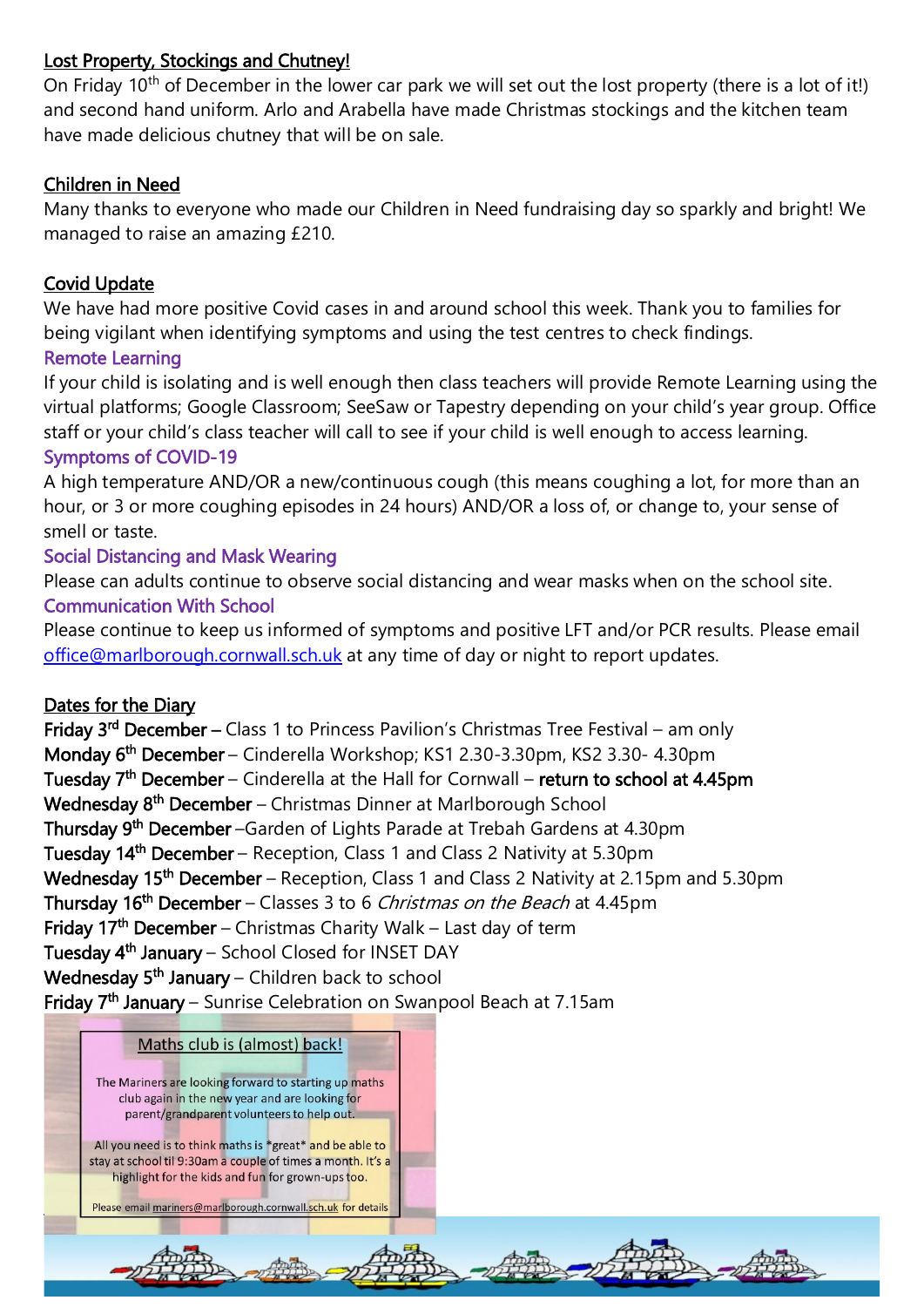## Lost Property, Stockings and Chutney!

On Friday 10th of December in the lower car park we will set out the lost property (there is a lot of it!) and second hand uniform. Arlo and Arabella have made Christmas stockings and the kitchen team have made delicious chutney that will be on sale.

## Children in Need

Many thanks to everyone who made our Children in Need fundraising day so sparkly and bright! We managed to raise an amazing £210.

## Covid Update

We have had more positive Covid cases in and around school this week. Thank you to families for being vigilant when identifying symptoms and using the test centres to check findings.

### Remote Learning

If your child is isolating and is well enough then class teachers will provide Remote Learning using the virtual platforms; Google Classroom; SeeSaw or Tapestry depending on your child's year group. Office staff or your child's class teacher will call to see if your child is well enough to access learning.

### Symptoms of COVID-19

A high temperature AND/OR a new/continuous cough (this means coughing a lot, for more than an hour, or 3 or more coughing episodes in 24 hours) AND/OR a loss of, or change to, your sense of smell or taste.

### Social Distancing and Mask Wearing

Please can adults continue to observe social distancing and wear masks when on the school site.

### Communication With School

Please continue to keep us informed of symptoms and positive LFT and/or PCR results. Please email office@marlborough.cornwall.sch.uk at any time of day or night to report updates.

## Dates for the Diary

**Friday 3rd December –** Class 1 to Princess Pavilion's Christmas Tree Festival – am only
**Monday 6th December** – Cinderella Workshop; KS1 2.30-3.30pm, KS2 3.30- 4.30pm
**Tuesday 7th December** – Cinderella at the Hall for Cornwall – **return to school at 4.45pm**
**Wednesday 8th December** – Christmas Dinner at Marlborough School
**Thursday 9th December** –Garden of Lights Parade at Trebah Gardens at 4.30pm
**Tuesday 14th December** – Reception, Class 1 and Class 2 Nativity at 5.30pm
**Wednesday 15th December** – Reception, Class 1 and Class 2 Nativity at 2.15pm and 5.30pm
**Thursday 16th December** – Classes 3 to 6 *Christmas on the Beach* at 4.45pm
**Friday 17th December** – Christmas Charity Walk – Last day of term
**Tuesday 4th January** – School Closed for INSET DAY
**Wednesday 5th January** – Children back to school
**Friday 7th January** – Sunrise Celebration on Swanpool Beach at 7.15am

### Maths club is (almost) back!

The Mariners are looking forward to starting up maths club again in the new year and are looking for parent/grandparent volunteers to help out.

All you need is to think maths is *great* and be able to stay at school til 9:30am a couple of times a month. It's a highlight for the kids and fun for grown-ups too.

Please email mariners@marlborough.cornwall.sch.uk for details